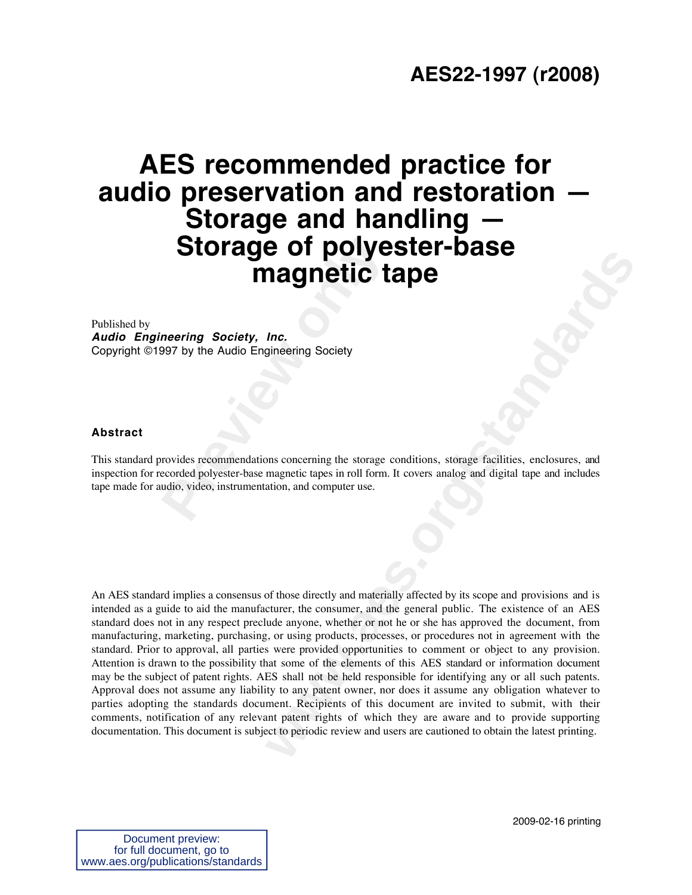# AES22-1997 (r2008)

# AES recommended practice for audio preservation and restoration — Storage and handling — Storage of polyester-base magnetic tape

Published by
***Audio Engineering Society, Inc.***
Copyright ©1997 by the Audio Engineering Society

### Abstract

This standard provides recommendations concerning the storage conditions, storage facilities, enclosures, and inspection for recorded polyester-base magnetic tapes in roll form. It covers analog and digital tape and includes tape made for audio, video, instrumentation, and computer use.

An AES standard implies a consensus of those directly and materially affected by its scope and provisions and is intended as a guide to aid the manufacturer, the consumer, and the general public. The existence of an AES standard does not in any respect preclude anyone, whether or not he or she has approved the document, from manufacturing, marketing, purchasing, or using products, processes, or procedures not in agreement with the standard. Prior to approval, all parties were provided opportunities to comment or object to any provision. Attention is drawn to the possibility that some of the elements of this AES standard or information document may be the subject of patent rights. AES shall not be held responsible for identifying any or all such patents. Approval does not assume any liability to any patent owner, nor does it assume any obligation whatever to parties adopting the standards document. Recipients of this document are invited to submit, with their comments, notification of any relevant patent rights of which they are aware and to provide supporting documentation. This document is subject to periodic review and users are cautioned to obtain the latest printing.

2009-02-16 printing

Document preview:
for full document, go to
www.aes.org/publications/standards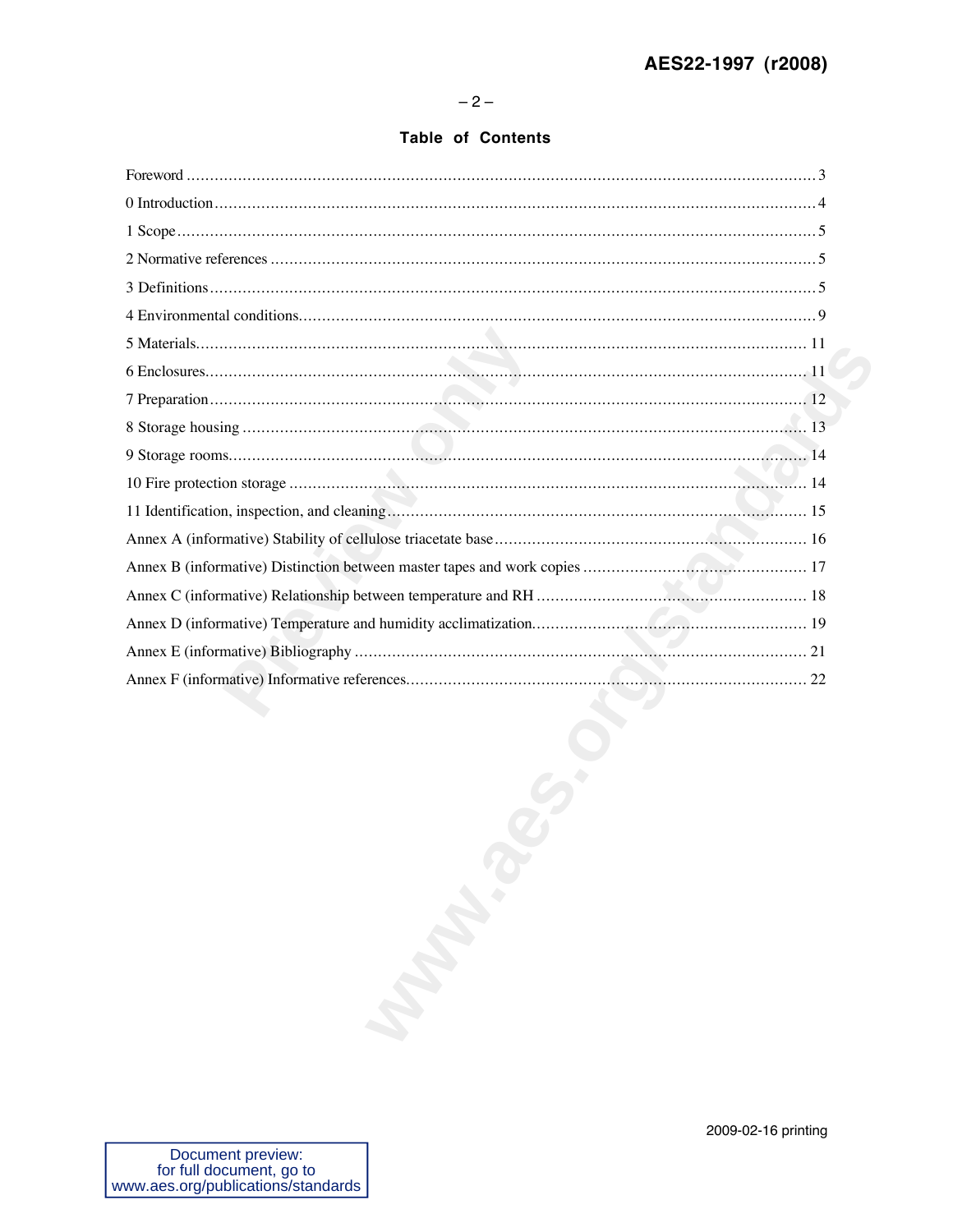## Table of Contents

Foreword ........................................................................................................................................ 3

0 Introduction ................................................................................................................................ 4

1 Scope .......................................................................................................................................... 5

2 Normative references .................................................................................................................. 5

3 Definitions .................................................................................................................................. 5

4 Environmental conditions ............................................................................................................ 9

5 Materials ..................................................................................................................................... 11

6 Enclosures .................................................................................................................................. 11

7 Preparation .................................................................................................................................. 12

8 Storage housing ........................................................................................................................... 13

9 Storage rooms .............................................................................................................................. 14

10 Fire protection storage ............................................................................................................... 14

11 Identification, inspection, and cleaning ..................................................................................... 15

Annex A (informative) Stability of cellulose triacetate base .......................................................... 16

Annex B (informative) Distinction between master tapes and work copies ..................................... 17

Annex C (informative) Relationship between temperature and RH ................................................ 18

Annex D (informative) Temperature and humidity acclimatization ................................................. 19

Annex E (informative) Bibliography ............................................................................................... 21

Annex F (informative) Informative references ................................................................................ 22

2009-02-16 printing

Document preview:
for full document, go to
www.aes.org/publications/standards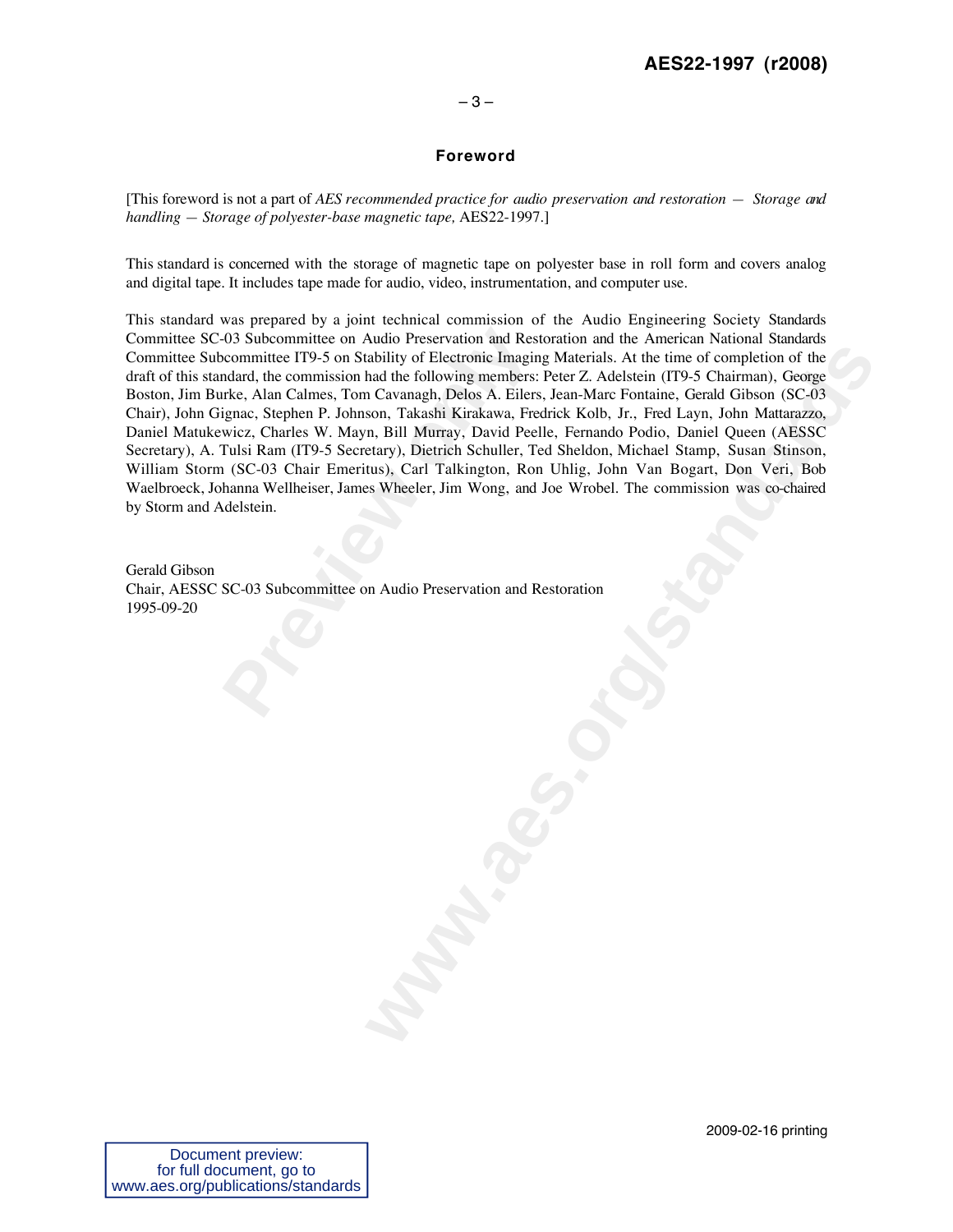## Foreword

[This foreword is not a part of *AES recommended practice for audio preservation and restoration — Storage and handling — Storage of polyester-base magnetic tape,* AES22-1997.]

This standard is concerned with the storage of magnetic tape on polyester base in roll form and covers analog and digital tape. It includes tape made for audio, video, instrumentation, and computer use.

This standard was prepared by a joint technical commission of the Audio Engineering Society Standards Committee SC-03 Subcommittee on Audio Preservation and Restoration and the American National Standards Committee Subcommittee IT9-5 on Stability of Electronic Imaging Materials. At the time of completion of the draft of this standard, the commission had the following members: Peter Z. Adelstein (IT9-5 Chairman), George Boston, Jim Burke, Alan Calmes, Tom Cavanagh, Delos A. Eilers, Jean-Marc Fontaine, Gerald Gibson (SC-03 Chair), John Gignac, Stephen P. Johnson, Takashi Kirakawa, Fredrick Kolb, Jr., Fred Layn, John Mattarazzo, Daniel Matukewicz, Charles W. Mayn, Bill Murray, David Peelle, Fernando Podio, Daniel Queen (AESSC Secretary), A. Tulsi Ram (IT9-5 Secretary), Dietrich Schuller, Ted Sheldon, Michael Stamp, Susan Stinson, William Storm (SC-03 Chair Emeritus), Carl Talkington, Ron Uhlig, John Van Bogart, Don Veri, Bob Waelbroeck, Johanna Wellheiser, James Wheeler, Jim Wong, and Joe Wrobel. The commission was co-chaired by Storm and Adelstein.

Gerald Gibson
Chair, AESSC SC-03 Subcommittee on Audio Preservation and Restoration
1995-09-20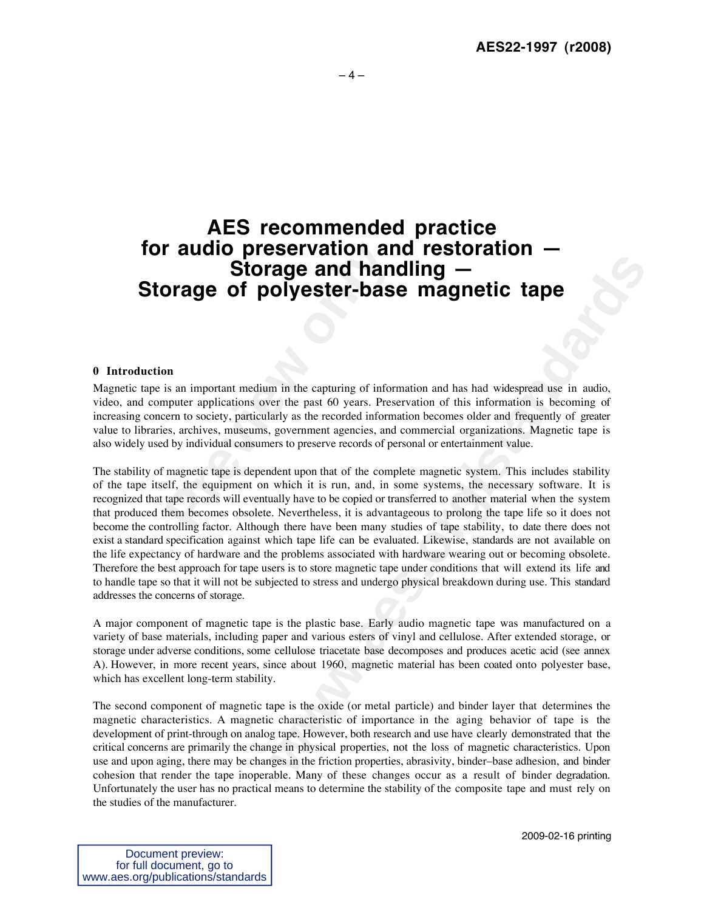# AES recommended practice for audio preservation and restoration — Storage and handling — Storage of polyester-base magnetic tape

## 0 Introduction

Magnetic tape is an important medium in the capturing of information and has had widespread use in audio, video, and computer applications over the past 60 years. Preservation of this information is becoming of increasing concern to society, particularly as the recorded information becomes older and frequently of greater value to libraries, archives, museums, government agencies, and commercial organizations. Magnetic tape is also widely used by individual consumers to preserve records of personal or entertainment value.

The stability of magnetic tape is dependent upon that of the complete magnetic system. This includes stability of the tape itself, the equipment on which it is run, and, in some systems, the necessary software. It is recognized that tape records will eventually have to be copied or transferred to another material when the system that produced them becomes obsolete. Nevertheless, it is advantageous to prolong the tape life so it does not become the controlling factor. Although there have been many studies of tape stability, to date there does not exist a standard specification against which tape life can be evaluated. Likewise, standards are not available on the life expectancy of hardware and the problems associated with hardware wearing out or becoming obsolete. Therefore the best approach for tape users is to store magnetic tape under conditions that will extend its life and to handle tape so that it will not be subjected to stress and undergo physical breakdown during use. This standard addresses the concerns of storage.

A major component of magnetic tape is the plastic base. Early audio magnetic tape was manufactured on a variety of base materials, including paper and various esters of vinyl and cellulose. After extended storage, or storage under adverse conditions, some cellulose triacetate base decomposes and produces acetic acid (see annex A). However, in more recent years, since about 1960, magnetic material has been coated onto polyester base, which has excellent long-term stability.

The second component of magnetic tape is the oxide (or metal particle) and binder layer that determines the magnetic characteristics. A magnetic characteristic of importance in the aging behavior of tape is the development of print-through on analog tape. However, both research and use have clearly demonstrated that the critical concerns are primarily the change in physical properties, not the loss of magnetic characteristics. Upon use and upon aging, there may be changes in the friction properties, abrasivity, binder–base adhesion, and binder cohesion that render the tape inoperable. Many of these changes occur as a result of binder degradation. Unfortunately the user has no practical means to determine the stability of the composite tape and must rely on the studies of the manufacturer.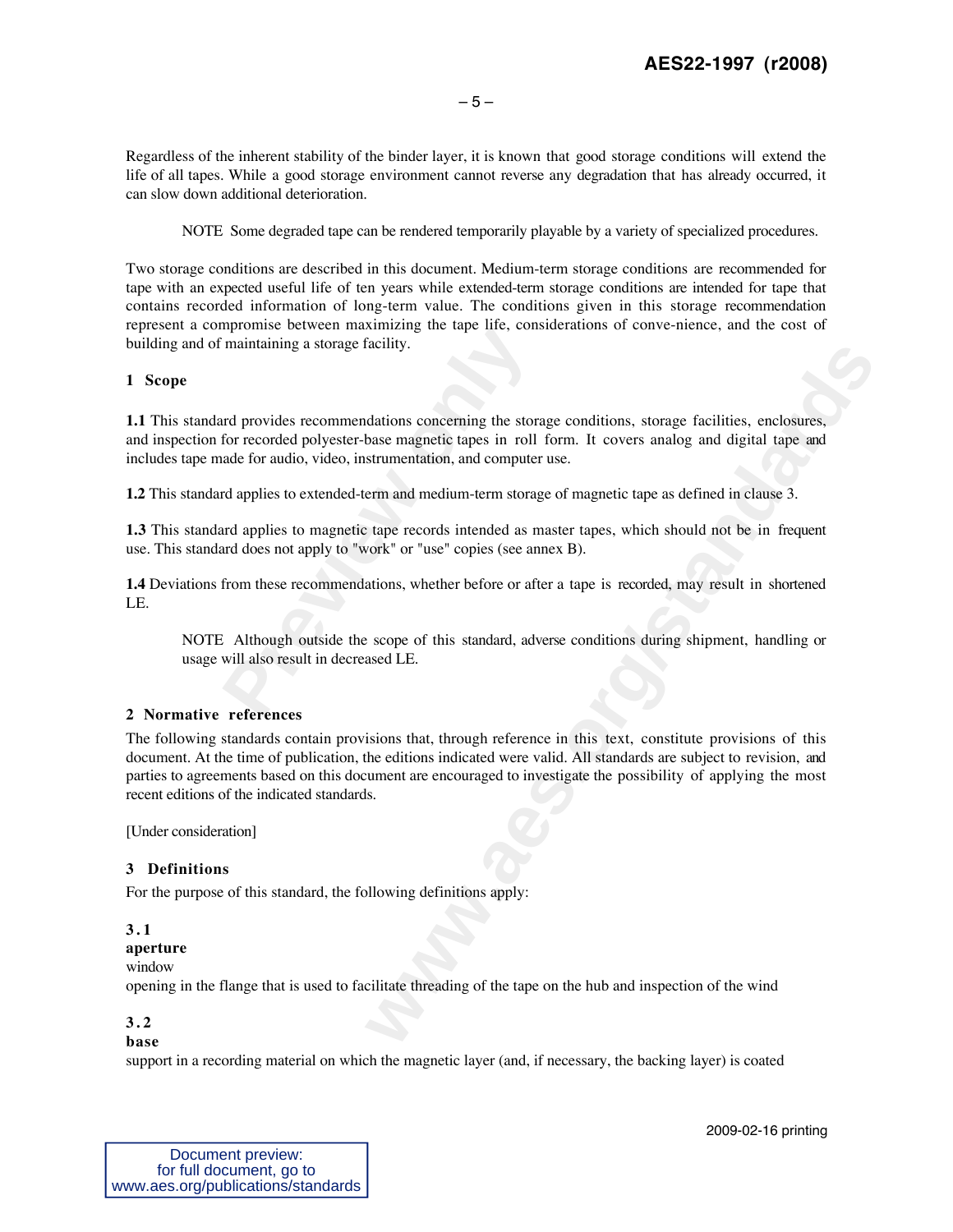Regardless of the inherent stability of the binder layer, it is known that good storage conditions will extend the life of all tapes. While a good storage environment cannot reverse any degradation that has already occurred, it can slow down additional deterioration.

> NOTE Some degraded tape can be rendered temporarily playable by a variety of specialized procedures.

Two storage conditions are described in this document. Medium-term storage conditions are recommended for tape with an expected useful life of ten years while extended-term storage conditions are intended for tape that contains recorded information of long-term value. The conditions given in this storage recommendation represent a compromise between maximizing the tape life, considerations of conve-nience, and the cost of building and of maintaining a storage facility.

## 1 Scope

**1.1** This standard provides recommendations concerning the storage conditions, storage facilities, enclosures, and inspection for recorded polyester-base magnetic tapes in roll form. It covers analog and digital tape and includes tape made for audio, video, instrumentation, and computer use.

**1.2** This standard applies to extended-term and medium-term storage of magnetic tape as defined in clause 3.

**1.3** This standard applies to magnetic tape records intended as master tapes, which should not be in frequent use. This standard does not apply to "work" or "use" copies (see annex B).

**1.4** Deviations from these recommendations, whether before or after a tape is recorded, may result in shortened LE.

> NOTE Although outside the scope of this standard, adverse conditions during shipment, handling or usage will also result in decreased LE.

## 2 Normative references

The following standards contain provisions that, through reference in this text, constitute provisions of this document. At the time of publication, the editions indicated were valid. All standards are subject to revision, and parties to agreements based on this document are encouraged to investigate the possibility of applying the most recent editions of the indicated standards.

[Under consideration]

## 3 Definitions

For the purpose of this standard, the following definitions apply:

### 3.1
**aperture**
window
opening in the flange that is used to facilitate threading of the tape on the hub and inspection of the wind

### 3.2
**base**
support in a recording material on which the magnetic layer (and, if necessary, the backing layer) is coated